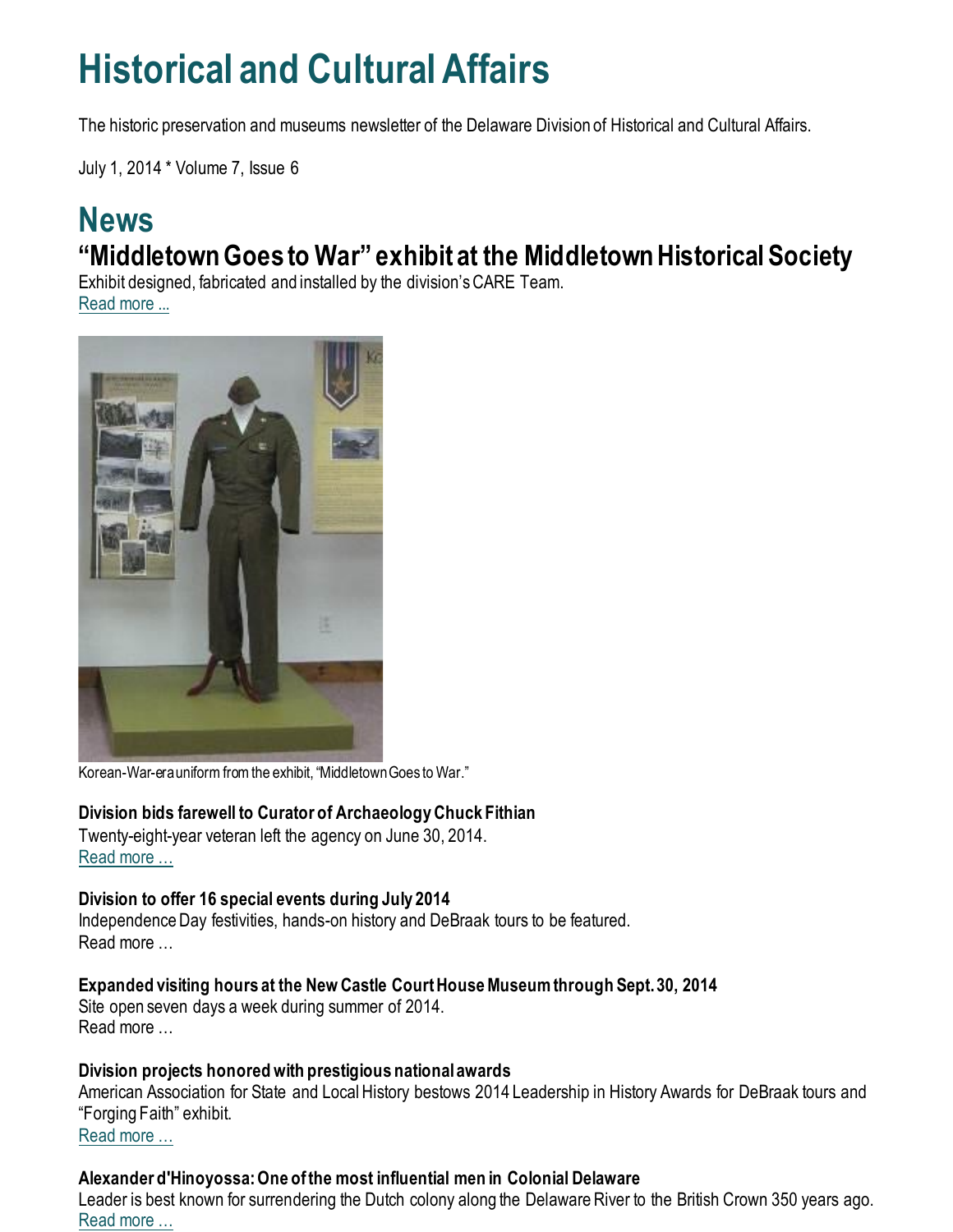# Historical and Cultural Affairs

The historic preservation and museums newsletter of the Delaware Division of Historical and Cultural Affairs.

July 1, 2014 * Volume 7, Issue 6

# News

## "Middletown Goes to War" exhibit at the Middletown Historical Society

Exhibit designed, fabricated and installed by the division's CARE Team.
Read more ...

Korean-War-era uniform from the exhibit, "Middletown Goes to War."

**Division bids farewell to Curator of Archaeology Chuck Fithian**
Twenty-eight-year veteran left the agency on June 30, 2014.
Read more …

**Division to offer 16 special events during July 2014**
Independence Day festivities, hands-on history and DeBraak tours to be featured.
Read more …

**Expanded visiting hours at the New Castle Court House Museum through Sept. 30, 2014**
Site open seven days a week during summer of 2014.
Read more …

**Division projects honored with prestigious national awards**
American Association for State and Local History bestows 2014 Leadership in History Awards for DeBraak tours and "Forging Faith" exhibit.
Read more …

**Alexander d'Hinoyossa: One of the most influential men in Colonial Delaware**
Leader is best known for surrendering the Dutch colony along the Delaware River to the British Crown 350 years ago.
Read more …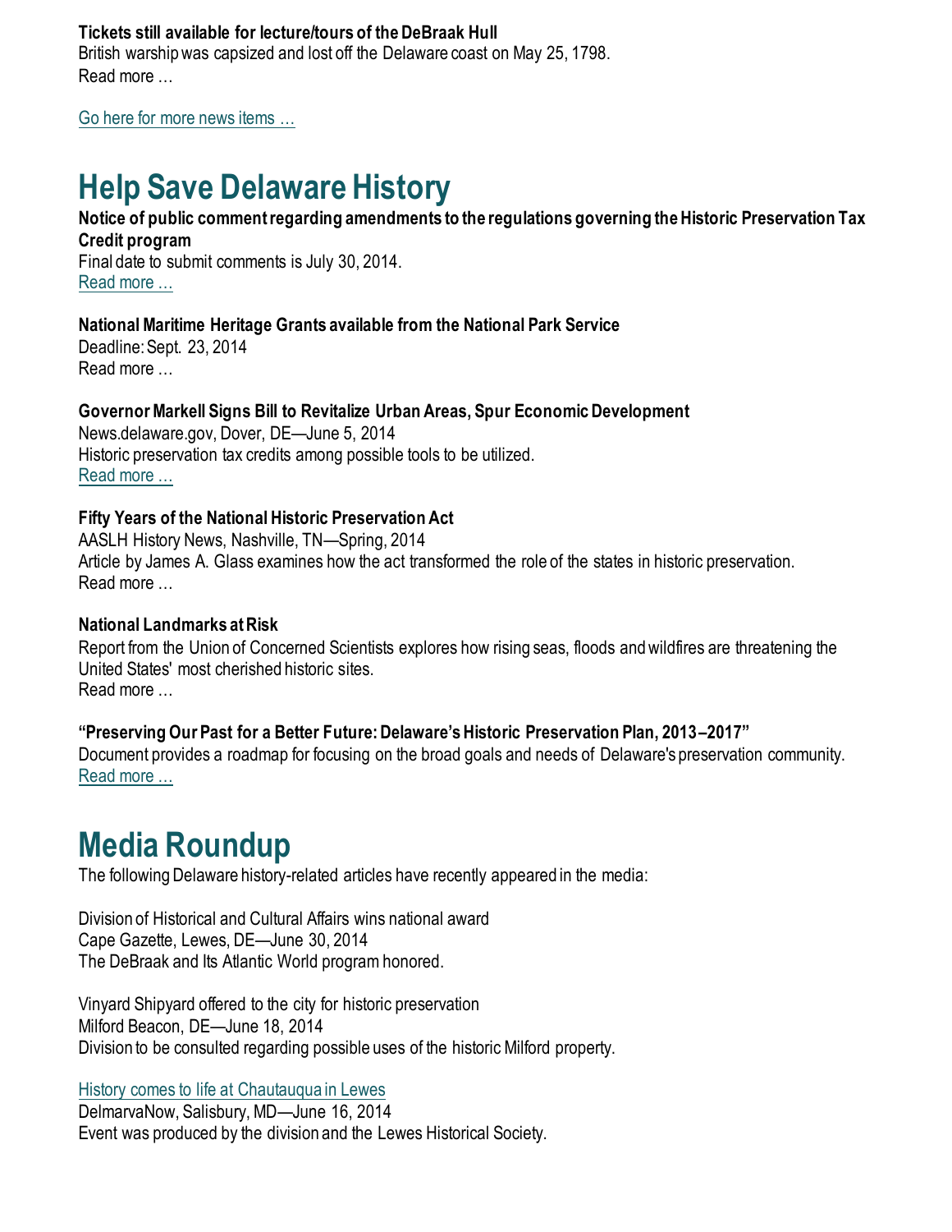**Tickets still available for lecture/tours of the DeBraak Hull**
British warship was capsized and lost off the Delaware coast on May 25, 1798.
Read more …

Go here for more news items …

# Help Save Delaware History

**Notice of public comment regarding amendments to the regulations governing the Historic Preservation Tax Credit program**
Final date to submit comments is July 30, 2014.
Read more …

**National Maritime Heritage Grants available from the National Park Service**
Deadline: Sept. 23, 2014
Read more …

**Governor Markell Signs Bill to Revitalize Urban Areas, Spur Economic Development**
News.delaware.gov, Dover, DE—June 5, 2014
Historic preservation tax credits among possible tools to be utilized.
Read more …

**Fifty Years of the National Historic Preservation Act**
AASLH History News, Nashville, TN—Spring, 2014
Article by James A. Glass examines how the act transformed the role of the states in historic preservation.
Read more …

**National Landmarks at Risk**
Report from the Union of Concerned Scientists explores how rising seas, floods and wildfires are threatening the United States' most cherished historic sites.
Read more …

**"Preserving Our Past for a Better Future: Delaware's Historic Preservation Plan, 2013–2017"**
Document provides a roadmap for focusing on the broad goals and needs of Delaware's preservation community.
Read more …

# Media Roundup

The following Delaware history-related articles have recently appeared in the media:

Division of Historical and Cultural Affairs wins national award
Cape Gazette, Lewes, DE—June 30, 2014
The DeBraak and Its Atlantic World program honored.

Vinyard Shipyard offered to the city for historic preservation
Milford Beacon, DE—June 18, 2014
Division to be consulted regarding possible uses of the historic Milford property.

History comes to life at Chautauqua in Lewes
DelmarvaNow, Salisbury, MD—June 16, 2014
Event was produced by the division and the Lewes Historical Society.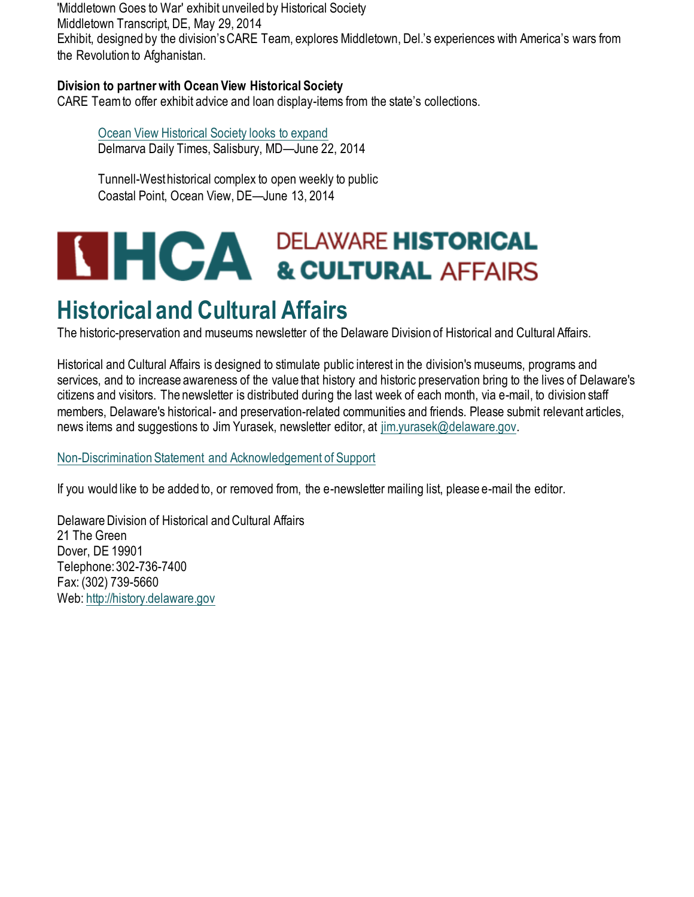'Middletown Goes to War' exhibit unveiled by Historical Society
Middletown Transcript, DE, May 29, 2014
Exhibit, designed by the division's CARE Team, explores Middletown, Del.'s experiences with America's wars from the Revolution to Afghanistan.

**Division to partner with Ocean View Historical Society**
CARE Team to offer exhibit advice and loan display-items from the state's collections.

> Ocean View Historical Society looks to expand
> Delmarva Daily Times, Salisbury, MD—June 22, 2014
>
> Tunnell-West historical complex to open weekly to public
> Coastal Point, Ocean View, DE—June 13, 2014

HCA DELAWARE HISTORICAL & CULTURAL AFFAIRS

# Historical and Cultural Affairs

The historic-preservation and museums newsletter of the Delaware Division of Historical and Cultural Affairs.

Historical and Cultural Affairs is designed to stimulate public interest in the division's museums, programs and services, and to increase awareness of the value that history and historic preservation bring to the lives of Delaware's citizens and visitors. The newsletter is distributed during the last week of each month, via e-mail, to division staff members, Delaware's historical- and preservation-related communities and friends. Please submit relevant articles, news items and suggestions to Jim Yurasek, newsletter editor, at jim.yurasek@delaware.gov.

Non-Discrimination Statement and Acknowledgement of Support

If you would like to be added to, or removed from, the e-newsletter mailing list, please e-mail the editor.

Delaware Division of Historical and Cultural Affairs
21 The Green
Dover, DE 19901
Telephone: 302-736-7400
Fax: (302) 739-5660
Web: http://history.delaware.gov